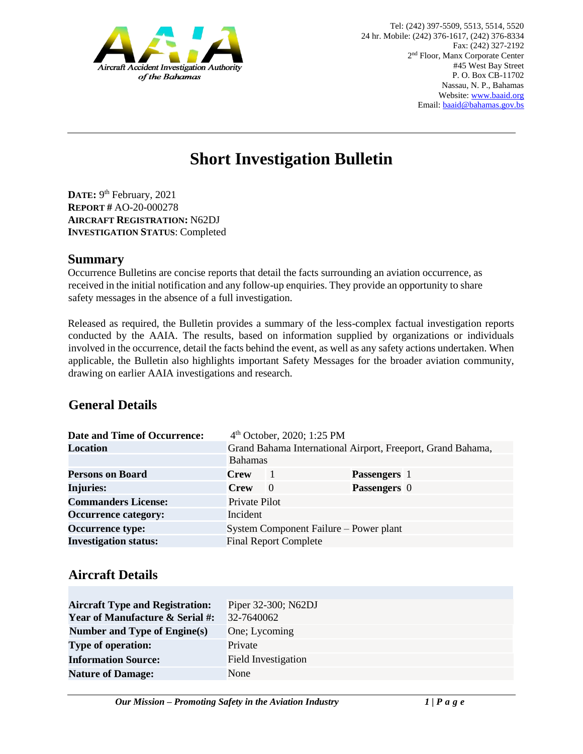Tel: (242) 397-5509, 5513, 5514, 5520
24 hr. Mobile: (242) 376-1617, (242) 376-8334
Fax: (242) 327-2192
2nd Floor, Manx Corporate Center
#45 West Bay Street
P. O. Box CB-11702
Nassau, N. P., Bahamas
Website: www.baaid.org
Email: baaid@bahamas.gov.bs

# Short Investigation Bulletin

**DATE:** 9th February, 2021
**REPORT #** AO-20-000278
**AIRCRAFT REGISTRATION:** N62DJ
**INVESTIGATION STATUS**: Completed

## Summary

Occurrence Bulletins are concise reports that detail the facts surrounding an aviation occurrence, as received in the initial notification and any follow-up enquiries. They provide an opportunity to share safety messages in the absence of a full investigation.

Released as required, the Bulletin provides a summary of the less-complex factual investigation reports conducted by the AAIA. The results, based on information supplied by organizations or individuals involved in the occurrence, detail the facts behind the event, as well as any safety actions undertaken. When applicable, the Bulletin also highlights important Safety Messages for the broader aviation community, drawing on earlier AAIA investigations and research.

## General Details

| | | | | |
|---|---|---|---|---|
| **Date and Time of Occurrence:** | 4th October, 2020; 1:25 PM | | | |
| **Location** | Grand Bahama International Airport, Freeport, Grand Bahama, Bahamas | | | |
| **Persons on Board** | **Crew** | 1 | **Passengers** | 1 |
| **Injuries:** | **Crew** | 0 | **Passengers** | 0 |
| **Commanders License:** | Private Pilot | | | |
| **Occurrence category:** | Incident | | | |
| **Occurrence type:** | System Component Failure – Power plant | | | |
| **Investigation status:** | Final Report Complete | | | |

## Aircraft Details

| | |
|---|---|
| **Aircraft Type and Registration:** | Piper 32-300; N62DJ |
| **Year of Manufacture & Serial #:** | 32-7640062 |
| **Number and Type of Engine(s)** | One; Lycoming |
| **Type of operation:** | Private |
| **Information Source:** | Field Investigation |
| **Nature of Damage:** | None |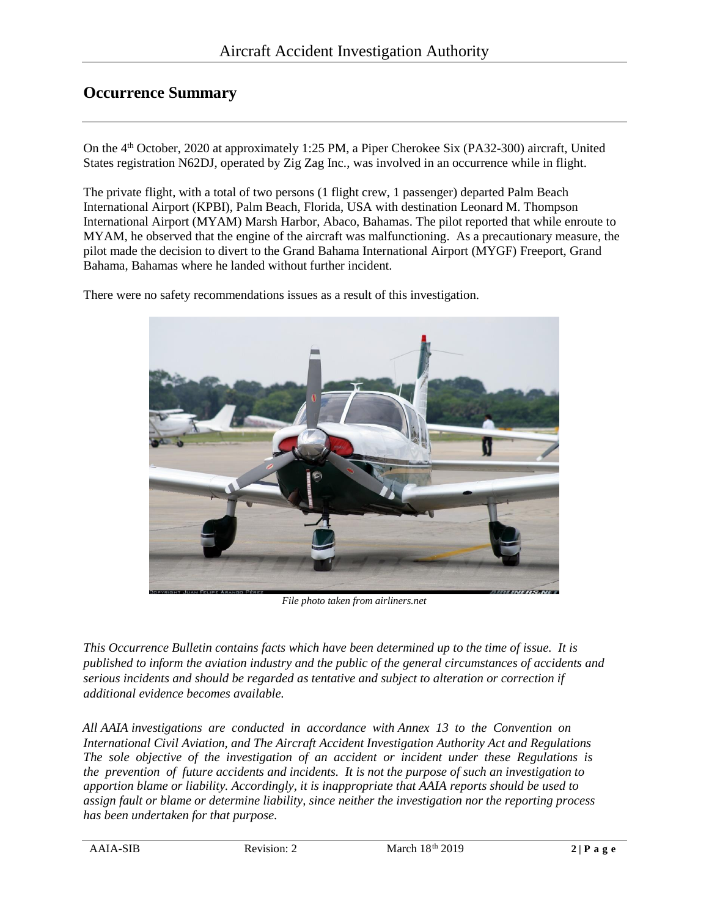# Occurrence Summary

On the 4th October, 2020 at approximately 1:25 PM, a Piper Cherokee Six (PA32-300) aircraft, United States registration N62DJ, operated by Zig Zag Inc., was involved in an occurrence while in flight.

The private flight, with a total of two persons (1 flight crew, 1 passenger) departed Palm Beach International Airport (KPBI), Palm Beach, Florida, USA with destination Leonard M. Thompson International Airport (MYAM) Marsh Harbor, Abaco, Bahamas. The pilot reported that while enroute to MYAM, he observed that the engine of the aircraft was malfunctioning. As a precautionary measure, the pilot made the decision to divert to the Grand Bahama International Airport (MYGF) Freeport, Grand Bahama, Bahamas where he landed without further incident.

There were no safety recommendations issues as a result of this investigation.

*File photo taken from airliners.net*

*This Occurrence Bulletin contains facts which have been determined up to the time of issue. It is published to inform the aviation industry and the public of the general circumstances of accidents and serious incidents and should be regarded as tentative and subject to alteration or correction if additional evidence becomes available.*

*All AAIA investigations are conducted in accordance with Annex 13 to the Convention on International Civil Aviation, and The Aircraft Accident Investigation Authority Act and Regulations The sole objective of the investigation of an accident or incident under these Regulations is the prevention of future accidents and incidents. It is not the purpose of such an investigation to apportion blame or liability. Accordingly, it is inappropriate that AAIA reports should be used to assign fault or blame or determine liability, since neither the investigation nor the reporting process has been undertaken for that purpose.*